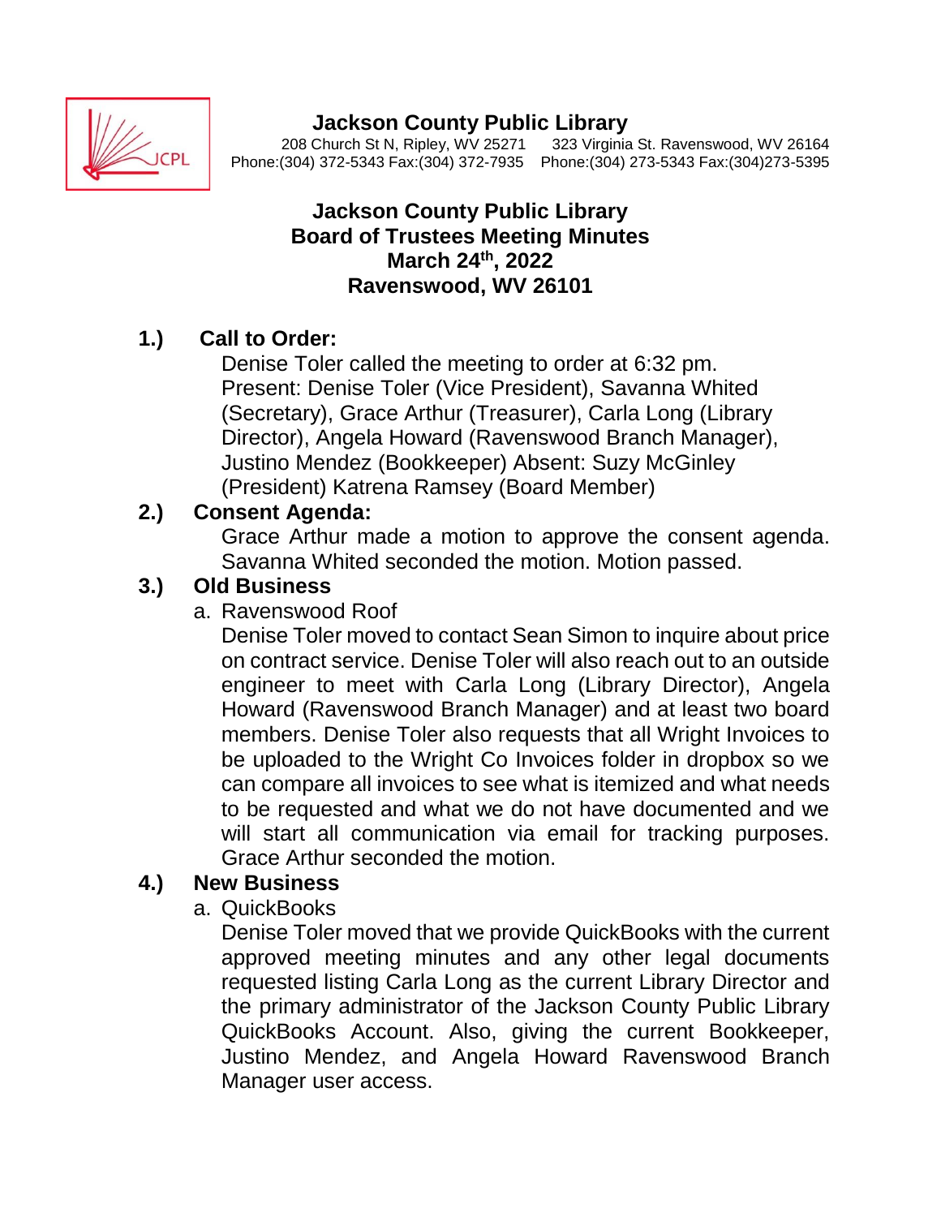**Jackson County Public Library**

208 Church St N, Ripley, WV 25271 &nbsp;&nbsp; 323 Virginia St. Ravenswood, WV 26164

Phone:(304) 372-5343 Fax:(304) 372-7935 &nbsp;&nbsp; Phone:(304) 273-5343 Fax:(304)273-5395

# Jackson County Public Library
## Board of Trustees Meeting Minutes
## March 24th, 2022
## Ravenswood, WV 26101

**1.) Call to Order:**

Denise Toler called the meeting to order at 6:32 pm. Present: Denise Toler (Vice President), Savanna Whited (Secretary), Grace Arthur (Treasurer), Carla Long (Library Director), Angela Howard (Ravenswood Branch Manager), Justino Mendez (Bookkeeper) Absent: Suzy McGinley (President) Katrena Ramsey (Board Member)

**2.) Consent Agenda:**

Grace Arthur made a motion to approve the consent agenda. Savanna Whited seconded the motion. Motion passed.

**3.) Old Business**

a. Ravenswood Roof

Denise Toler moved to contact Sean Simon to inquire about price on contract service. Denise Toler will also reach out to an outside engineer to meet with Carla Long (Library Director), Angela Howard (Ravenswood Branch Manager) and at least two board members. Denise Toler also requests that all Wright Invoices to be uploaded to the Wright Co Invoices folder in dropbox so we can compare all invoices to see what is itemized and what needs to be requested and what we do not have documented and we will start all communication via email for tracking purposes. Grace Arthur seconded the motion.

**4.) New Business**

a. QuickBooks

Denise Toler moved that we provide QuickBooks with the current approved meeting minutes and any other legal documents requested listing Carla Long as the current Library Director and the primary administrator of the Jackson County Public Library QuickBooks Account. Also, giving the current Bookkeeper, Justino Mendez, and Angela Howard Ravenswood Branch Manager user access.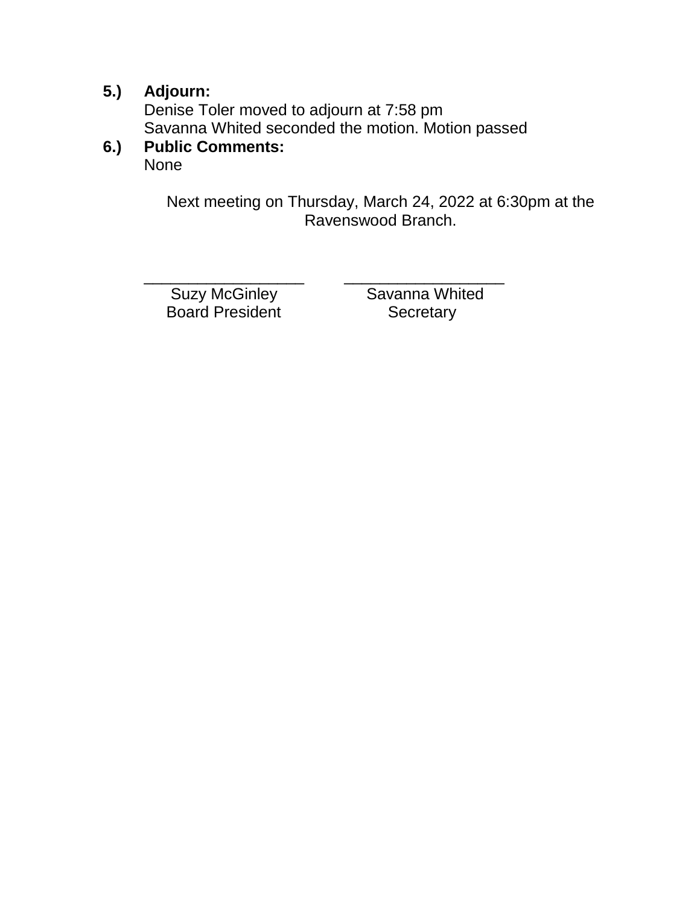**5.) Adjourn:**

Denise Toler moved to adjourn at 7:58 pm
Savanna Whited seconded the motion. Motion passed

**6.) Public Comments:**

None

Next meeting on Thursday, March 24, 2022 at 6:30pm at the Ravenswood Branch.

| | |
|---|---|
| \_\_\_\_\_\_\_\_\_\_\_\_\_\_\_\_\_\_ | \_\_\_\_\_\_\_\_\_\_\_\_\_\_\_\_\_\_ |
| Suzy McGinley | Savanna Whited |
| Board President | Secretary |